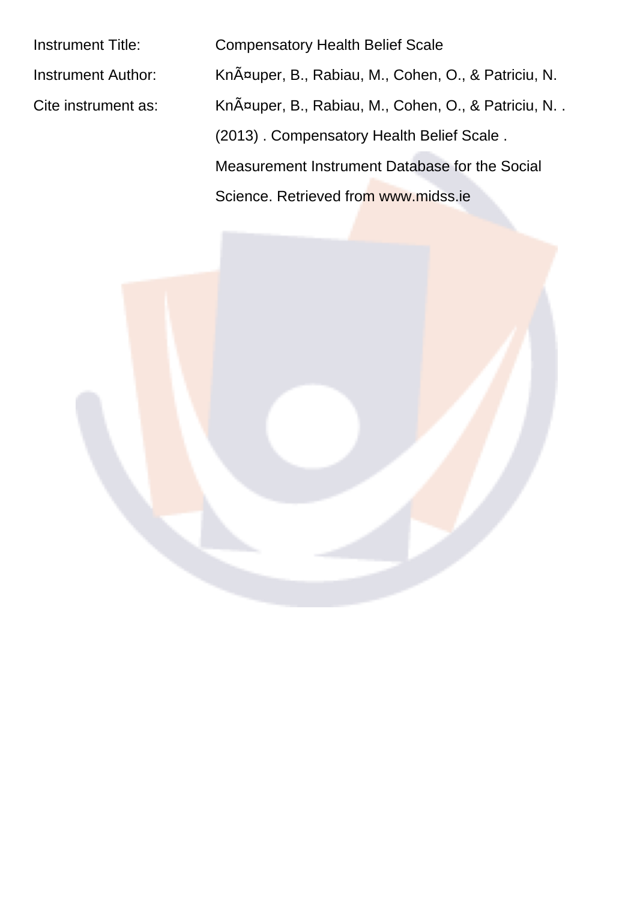Instrument Title: Compensatory Health Belief Scale

Instrument Author: KnÃ¤uper, B., Rabiau, M., Cohen, O., & Patriciu, N.

Cite instrument as: KnÃ¤uper, B., Rabiau, M., Cohen, O., & Patriciu, N. . (2013) . Compensatory Health Belief Scale . Measurement Instrument Database for the Social Science. Retrieved from www.midss.ie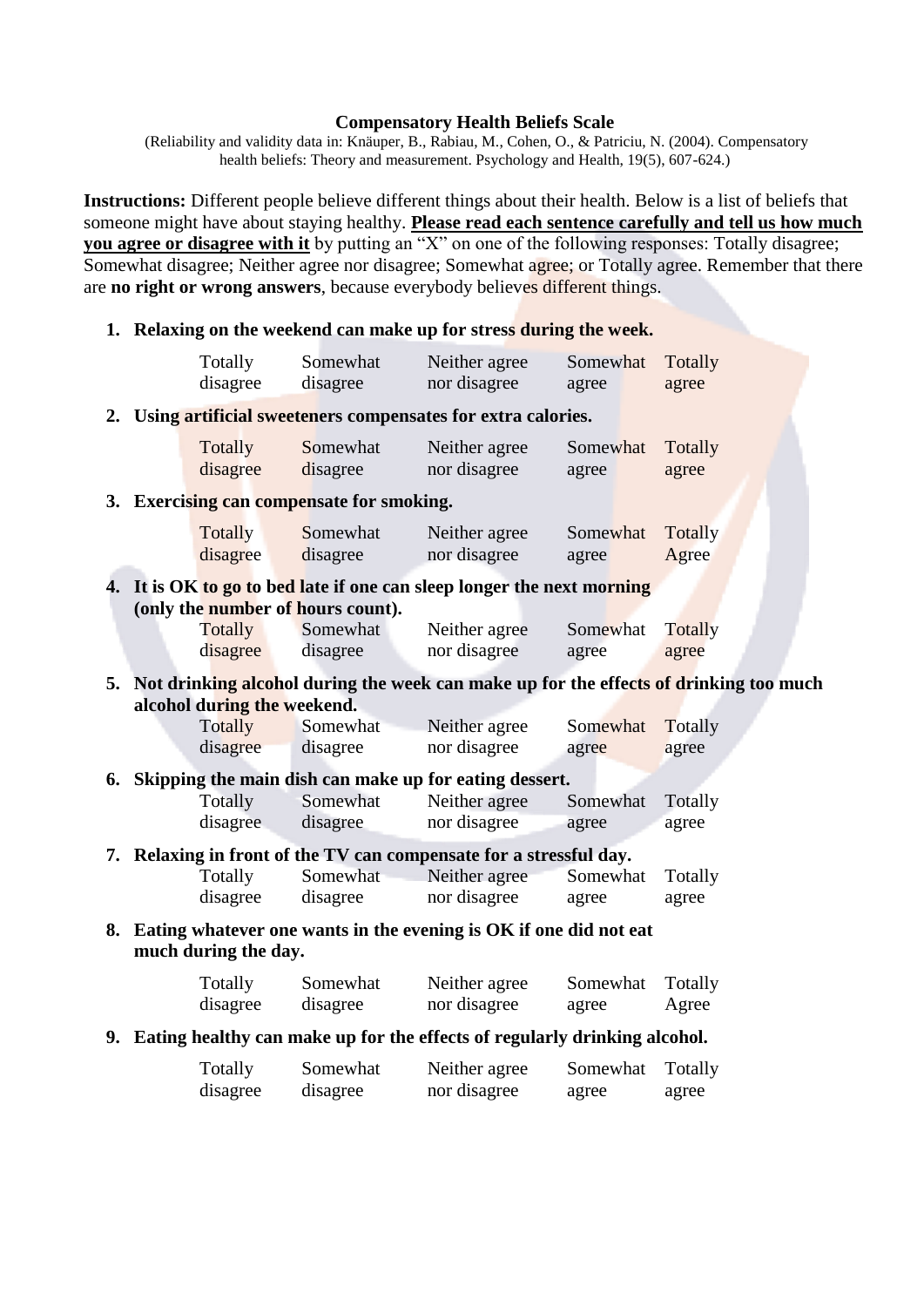**Compensatory Health Beliefs Scale**

(Reliability and validity data in: Knäuper, B., Rabiau, M., Cohen, O., & Patriciu, N. (2004). Compensatory health beliefs: Theory and measurement. Psychology and Health, 19(5), 607-624.)

**Instructions:** Different people believe different things about their health. Below is a list of beliefs that someone might have about staying healthy. **Please read each sentence carefully and tell us how much you agree or disagree with it** by putting an "X" on one of the following responses: Totally disagree; Somewhat disagree; Neither agree nor disagree; Somewhat agree; or Totally agree. Remember that there are **no right or wrong answers**, because everybody believes different things.

1. **Relaxing on the weekend can make up for stress during the week.**

   Totally disagree | Somewhat disagree | Neither agree nor disagree | Somewhat agree | Totally agree

2. **Using artificial sweeteners compensates for extra calories.**

   Totally disagree | Somewhat disagree | Neither agree nor disagree | Somewhat agree | Totally agree

3. **Exercising can compensate for smoking.**

   Totally disagree | Somewhat disagree | Neither agree nor disagree | Somewhat agree | Totally Agree

4. **It is OK to go to bed late if one can sleep longer the next morning (only the number of hours count).**

   Totally disagree | Somewhat disagree | Neither agree nor disagree | Somewhat agree | Totally agree

5. **Not drinking alcohol during the week can make up for the effects of drinking too much alcohol during the weekend.**

   Totally disagree | Somewhat disagree | Neither agree nor disagree | Somewhat agree | Totally agree

6. **Skipping the main dish can make up for eating dessert.**

   Totally disagree | Somewhat disagree | Neither agree nor disagree | Somewhat agree | Totally agree

7. **Relaxing in front of the TV can compensate for a stressful day.**

   Totally disagree | Somewhat disagree | Neither agree nor disagree | Somewhat agree | Totally agree

8. **Eating whatever one wants in the evening is OK if one did not eat much during the day.**

   Totally disagree | Somewhat disagree | Neither agree nor disagree | Somewhat agree | Totally Agree

9. **Eating healthy can make up for the effects of regularly drinking alcohol.**

   Totally disagree | Somewhat disagree | Neither agree nor disagree | Somewhat agree | Totally agree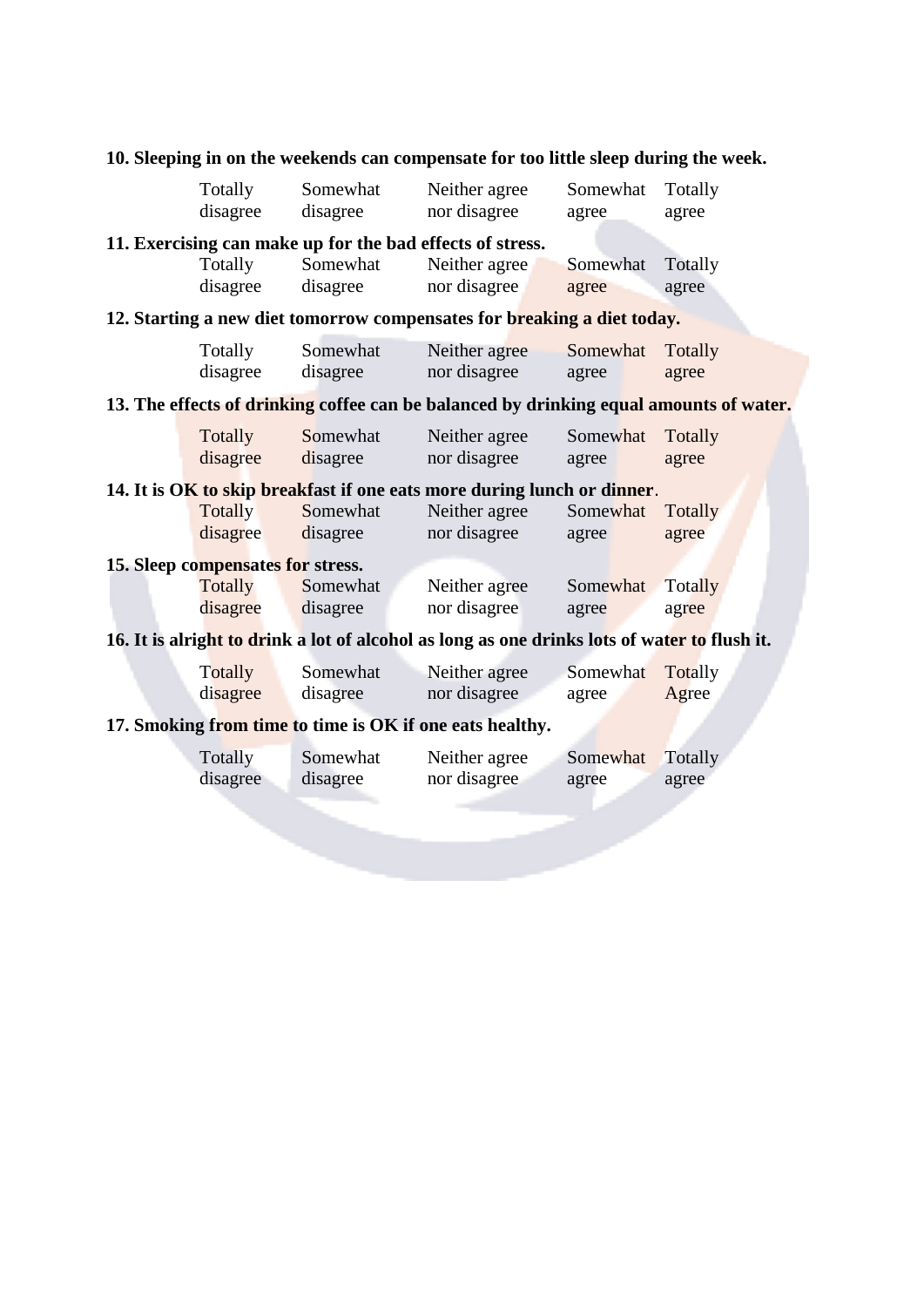**10. Sleeping in on the weekends can compensate for too little sleep during the week.**

| | | | | |
|---|---|---|---|---|
| Totally disagree | Somewhat disagree | Neither agree nor disagree | Somewhat agree | Totally agree |

**11. Exercising can make up for the bad effects of stress.**

| | | | | |
|---|---|---|---|---|
| Totally disagree | Somewhat disagree | Neither agree nor disagree | Somewhat agree | Totally agree |

**12. Starting a new diet tomorrow compensates for breaking a diet today.**

| | | | | |
|---|---|---|---|---|
| Totally disagree | Somewhat disagree | Neither agree nor disagree | Somewhat agree | Totally agree |

**13. The effects of drinking coffee can be balanced by drinking equal amounts of water.**

| | | | | |
|---|---|---|---|---|
| Totally disagree | Somewhat disagree | Neither agree nor disagree | Somewhat agree | Totally agree |

**14. It is OK to skip breakfast if one eats more during lunch or dinner**.

| | | | | |
|---|---|---|---|---|
| Totally disagree | Somewhat disagree | Neither agree nor disagree | Somewhat agree | Totally agree |

**15. Sleep compensates for stress.**

| | | | | |
|---|---|---|---|---|
| Totally disagree | Somewhat disagree | Neither agree nor disagree | Somewhat agree | Totally agree |

**16. It is alright to drink a lot of alcohol as long as one drinks lots of water to flush it.**

| | | | | |
|---|---|---|---|---|
| Totally disagree | Somewhat disagree | Neither agree nor disagree | Somewhat agree | Totally Agree |

**17. Smoking from time to time is OK if one eats healthy.**

| | | | | |
|---|---|---|---|---|
| Totally disagree | Somewhat disagree | Neither agree nor disagree | Somewhat agree | Totally agree |